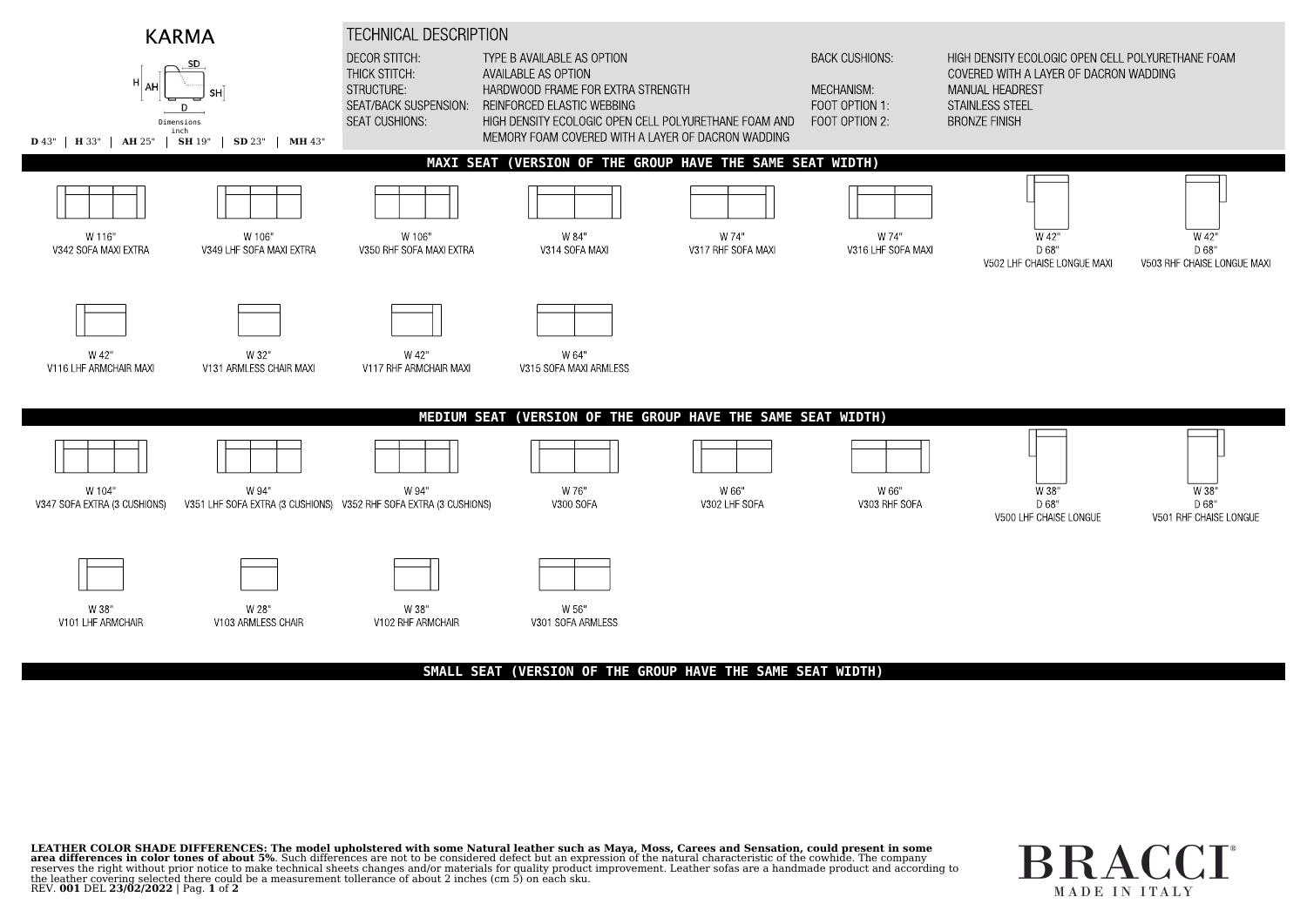# KARMA

Dimensions inch

**D** 43" | **H** 33" | **AH** 25" | **SH** 19" | **SD** 23" | **MH** 43"

## TECHNICAL DESCRIPTION

| | |
|---|---|
| DECOR STITCH: | TYPE B AVAILABLE AS OPTION |
| THICK STITCH: | AVAILABLE AS OPTION |
| STRUCTURE: | HARDWOOD FRAME FOR EXTRA STRENGTH |
| SEAT/BACK SUSPENSION: | REINFORCED ELASTIC WEBBING |
| SEAT CUSHIONS: | HIGH DENSITY ECOLOGIC OPEN CELL POLYURETHANE FOAM AND MEMORY FOAM COVERED WITH A LAYER OF DACRON WADDING |
| BACK CUSHIONS: | HIGH DENSITY ECOLOGIC OPEN CELL POLYURETHANE FOAM COVERED WITH A LAYER OF DACRON WADDING |
| MECHANISM: | MANUAL HEADREST |
| FOOT OPTION 1: | STAINLESS STEEL |
| FOOT OPTION 2: | BRONZE FINISH |

## MAXI SEAT (VERSION OF THE GROUP HAVE THE SAME SEAT WIDTH)

- W 116" — V342 SOFA MAXI EXTRA
- W 106" — V349 LHF SOFA MAXI EXTRA
- W 106" — V350 RHF SOFA MAXI EXTRA
- W 84" — V314 SOFA MAXI
- W 74" — V317 RHF SOFA MAXI
- W 74" — V316 LHF SOFA MAXI
- W 42" D 68" — V502 LHF CHAISE LONGUE MAXI
- W 42" D 68" — V503 RHF CHAISE LONGUE MAXI
- W 42" — V116 LHF ARMCHAIR MAXI
- W 32" — V131 ARMLESS CHAIR MAXI
- W 42" — V117 RHF ARMCHAIR MAXI
- W 64" — V315 SOFA MAXI ARMLESS

## MEDIUM SEAT (VERSION OF THE GROUP HAVE THE SAME SEAT WIDTH)

- W 104" — V347 SOFA EXTRA (3 CUSHIONS)
- W 94" — V351 LHF SOFA EXTRA (3 CUSHIONS)
- W 94" — V352 RHF SOFA EXTRA (3 CUSHIONS)
- W 76" — V300 SOFA
- W 66" — V302 LHF SOFA
- W 66" — V303 RHF SOFA
- W 38" D 68" — V500 LHF CHAISE LONGUE
- W 38" D 68" — V501 RHF CHAISE LONGUE
- W 38" — V101 LHF ARMCHAIR
- W 28" — V103 ARMLESS CHAIR
- W 38" — V102 RHF ARMCHAIR
- W 56" — V301 SOFA ARMLESS

## SMALL SEAT (VERSION OF THE GROUP HAVE THE SAME SEAT WIDTH)

**LEATHER COLOR SHADE DIFFERENCES: The model upholstered with some Natural leather such as Maya, Moss, Carees and Sensation, could present in some area differences in color tones of about 5%**. Such differences are not to be considered defect but an expression of the natural characteristic of the cowhide. The company reserves the right without prior notice to make technical sheets changes and/or materials for quality product improvement. Leather sofas are a handmade product and according to the leather covering selected there could be a measurement tollerance of about 2 inches (cm 5) on each sku.

REV. **001** DEL **23/02/2022**

BRACCI® MADE IN ITALY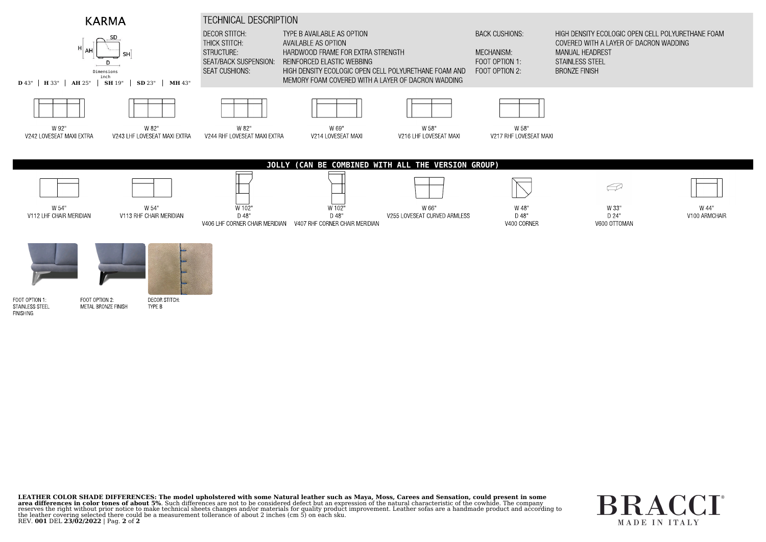# KARMA

Dimensions inch

**D** 43" | **H** 33" | **AH** 25" | **SH** 19" | **SD** 23" | **MH** 43"

## TECHNICAL DESCRIPTION

| | |
|---|---|
| DECOR STITCH: | TYPE B AVAILABLE AS OPTION |
| THICK STITCH: | AVAILABLE AS OPTION |
| STRUCTURE: | HARDWOOD FRAME FOR EXTRA STRENGTH |
| SEAT/BACK SUSPENSION: | REINFORCED ELASTIC WEBBING |
| SEAT CUSHIONS: | HIGH DENSITY ECOLOGIC OPEN CELL POLYURETHANE FOAM AND MEMORY FOAM COVERED WITH A LAYER OF DACRON WADDING |
| BACK CUSHIONS: | HIGH DENSITY ECOLOGIC OPEN CELL POLYURETHANE FOAM COVERED WITH A LAYER OF DACRON WADDING |
| MECHANISM: | MANUAL HEADREST |
| FOOT OPTION 1: | STAINLESS STEEL |
| FOOT OPTION 2: | BRONZE FINISH |

W 92"
V242 LOVESEAT MAXI EXTRA

W 82"
V243 LHF LOVESEAT MAXI EXTRA

W 82"
V244 RHF LOVESEAT MAXI EXTRA

W 69"
V214 LOVESEAT MAXI

W 58"
V216 LHF LOVESEAT MAXI

W 58"
V217 RHF LOVESEAT MAXI

## JOLLY (CAN BE COMBINED WITH ALL THE VERSION GROUP)

W 54"
V112 LHF CHAIR MERIDIAN

W 54"
V113 RHF CHAIR MERIDIAN

W 102"
D 48"
V406 LHF CORNER CHAIR MERIDIAN

W 102"
D 48"
V407 RHF CORNER CHAIR MERIDIAN

W 66"
V255 LOVESEAT CURVED ARMLESS

W 48"
D 48"
V400 CORNER

W 33"
D 24"
V600 OTTOMAN

W 44"
V100 ARMCHAIR

FOOT OPTION 1:
STAINLESS STEEL
FINISHING

FOOT OPTION 2:
METAL BRONZE FINISH

DECOR STITCH:
TYPE B

**LEATHER COLOR SHADE DIFFERENCES: The model upholstered with some Natural leather such as Maya, Moss, Carees and Sensation, could present in some area differences in color tones of about 5%**. Such differences are not to be considered defect but an expression of the natural characteristic of the cowhide. The company reserves the right without prior notice to make technical sheets changes and/or materials for quality product improvement. Leather sofas are a handmade product and according to the leather covering selected there could be a measurement tollerance of about 2 inches (cm 5) on each sku.
REV. **001** DEL **23/02/2022**

BRACCI®
MADE IN ITALY